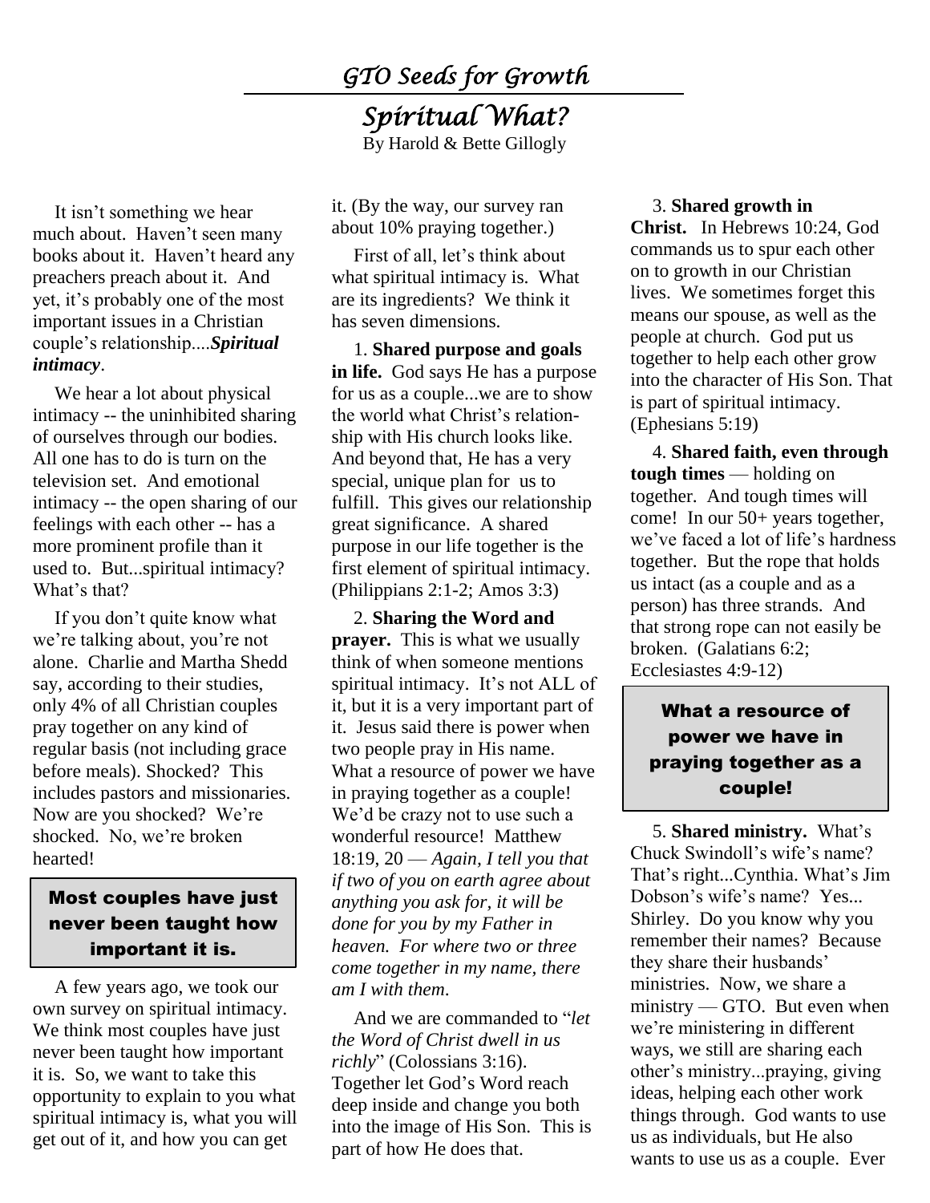## *GTO Seeds for Growth*

# *Spiritual What?*

By Harold & Bette Gillogly

It isn't something we hear much about. Haven't seen many books about it. Haven't heard any preachers preach about it. And yet, it's probably one of the most important issues in a Christian couple's relationship....***Spiritual intimacy***.

We hear a lot about physical intimacy -- the uninhibited sharing of ourselves through our bodies. All one has to do is turn on the television set. And emotional intimacy -- the open sharing of our feelings with each other -- has a more prominent profile than it used to. But...spiritual intimacy? What's that?

If you don't quite know what we're talking about, you're not alone. Charlie and Martha Shedd say, according to their studies, only 4% of all Christian couples pray together on any kind of regular basis (not including grace before meals). Shocked? This includes pastors and missionaries. Now are you shocked? We're shocked. No, we're broken hearted!

> **Most couples have just never been taught how important it is.**

A few years ago, we took our own survey on spiritual intimacy. We think most couples have just never been taught how important it is. So, we want to take this opportunity to explain to you what spiritual intimacy is, what you will get out of it, and how you can get it. (By the way, our survey ran about 10% praying together.)

First of all, let's think about what spiritual intimacy is. What are its ingredients? We think it has seven dimensions.

1. **Shared purpose and goals in life.** God says He has a purpose for us as a couple...we are to show the world what Christ's relationship with His church looks like. And beyond that, He has a very special, unique plan for us to fulfill. This gives our relationship great significance. A shared purpose in our life together is the first element of spiritual intimacy. (Philippians 2:1-2; Amos 3:3)

2. **Sharing the Word and prayer.** This is what we usually think of when someone mentions spiritual intimacy. It's not ALL of it, but it is a very important part of it. Jesus said there is power when two people pray in His name. What a resource of power we have in praying together as a couple! We'd be crazy not to use such a wonderful resource! Matthew 18:19, 20 — *Again, I tell you that if two of you on earth agree about anything you ask for, it will be done for you by my Father in heaven. For where two or three come together in my name, there am I with them*.

   And we are commanded to "*let the Word of Christ dwell in us richly*" (Colossians 3:16). Together let God's Word reach deep inside and change you both into the image of His Son. This is part of how He does that.

3. **Shared growth in Christ.** In Hebrews 10:24, God commands us to spur each other on to growth in our Christian lives. We sometimes forget this means our spouse, as well as the people at church. God put us together to help each other grow into the character of His Son. That is part of spiritual intimacy. (Ephesians 5:19)

4. **Shared faith, even through tough times** — holding on together. And tough times will come! In our 50+ years together, we've faced a lot of life's hardness together. But the rope that holds us intact (as a couple and as a person) has three strands. And that strong rope can not easily be broken. (Galatians 6:2; Ecclesiastes 4:9-12)

> **What a resource of power we have in praying together as a couple!**

5. **Shared ministry.** What's Chuck Swindoll's wife's name? That's right...Cynthia. What's Jim Dobson's wife's name? Yes... Shirley. Do you know why you remember their names? Because they share their husbands' ministries. Now, we share a ministry — GTO. But even when we're ministering in different ways, we still are sharing each other's ministry...praying, giving ideas, helping each other work things through. God wants to use us as individuals, but He also wants to use us as a couple. Ever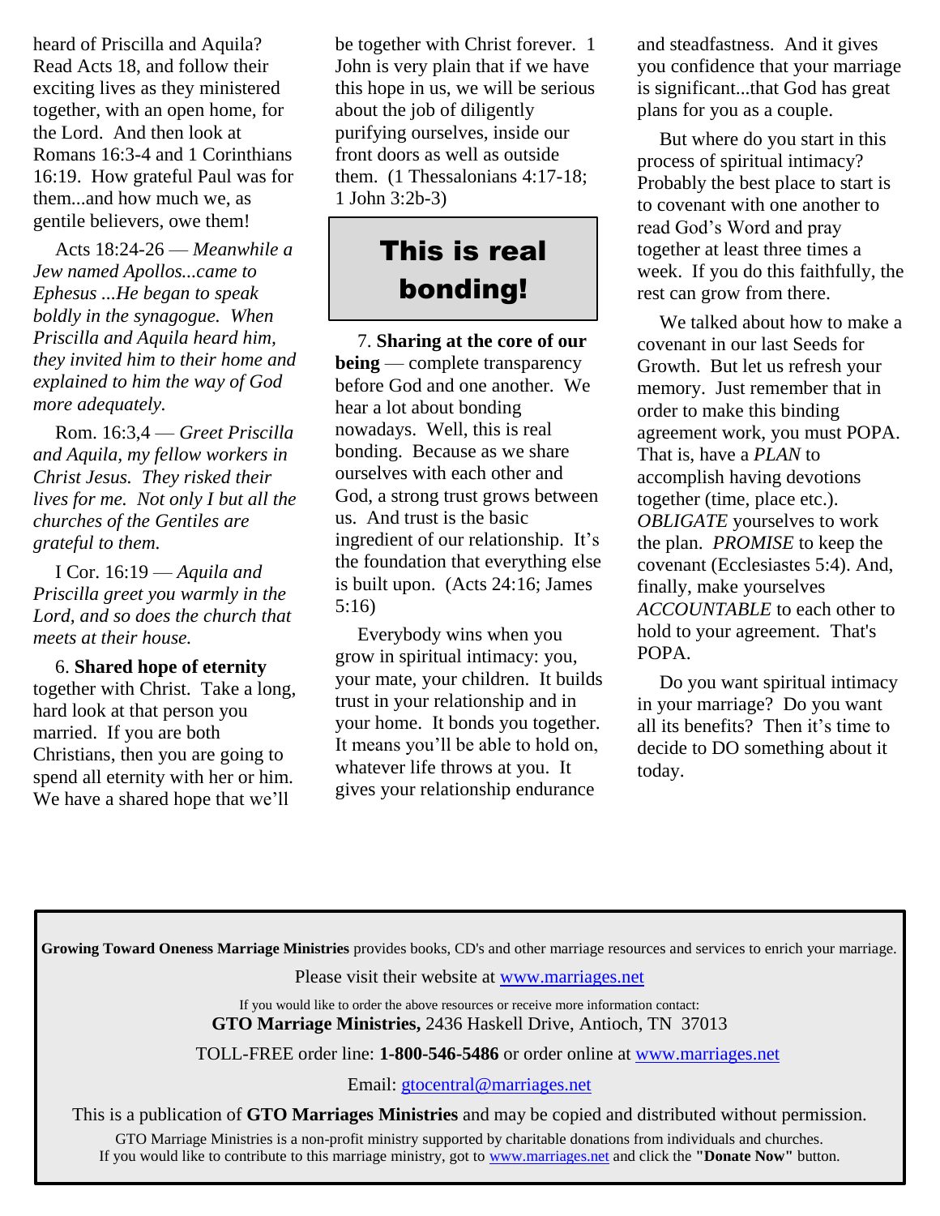heard of Priscilla and Aquila? Read Acts 18, and follow their exciting lives as they ministered together, with an open home, for the Lord. And then look at Romans 16:3-4 and 1 Corinthians 16:19. How grateful Paul was for them...and how much we, as gentile believers, owe them!

Acts 18:24-26 — *Meanwhile a Jew named Apollos...came to Ephesus ...He began to speak boldly in the synagogue. When Priscilla and Aquila heard him, they invited him to their home and explained to him the way of God more adequately.*

Rom. 16:3,4 — *Greet Priscilla and Aquila, my fellow workers in Christ Jesus. They risked their lives for me. Not only I but all the churches of the Gentiles are grateful to them.*

I Cor. 16:19 — *Aquila and Priscilla greet you warmly in the Lord, and so does the church that meets at their house.*

6. **Shared hope of eternity** together with Christ. Take a long, hard look at that person you married. If you are both Christians, then you are going to spend all eternity with her or him. We have a shared hope that we'll be together with Christ forever. 1 John is very plain that if we have this hope in us, we will be serious about the job of diligently purifying ourselves, inside our front doors as well as outside them. (1 Thessalonians 4:17-18; 1 John 3:2b-3)

**This is real bonding!**

7. **Sharing at the core of our being** — complete transparency before God and one another. We hear a lot about bonding nowadays. Well, this is real bonding. Because as we share ourselves with each other and God, a strong trust grows between us. And trust is the basic ingredient of our relationship. It's the foundation that everything else is built upon. (Acts 24:16; James 5:16)

Everybody wins when you grow in spiritual intimacy: you, your mate, your children. It builds trust in your relationship and in your home. It bonds you together. It means you'll be able to hold on, whatever life throws at you. It gives your relationship endurance and steadfastness. And it gives you confidence that your marriage is significant...that God has great plans for you as a couple.

But where do you start in this process of spiritual intimacy? Probably the best place to start is to covenant with one another to read God's Word and pray together at least three times a week. If you do this faithfully, the rest can grow from there.

We talked about how to make a covenant in our last Seeds for Growth. But let us refresh your memory. Just remember that in order to make this binding agreement work, you must POPA. That is, have a *PLAN* to accomplish having devotions together (time, place etc.). *OBLIGATE* yourselves to work the plan. *PROMISE* to keep the covenant (Ecclesiastes 5:4). And, finally, make yourselves *ACCOUNTABLE* to each other to hold to your agreement. That's POPA.

Do you want spiritual intimacy in your marriage? Do you want all its benefits? Then it's time to decide to DO something about it today.

---

**Growing Toward Oneness Marriage Ministries** provides books, CD's and other marriage resources and services to enrich your marriage.

Please visit their website at [www.marriages.net](http://www.marriages.net)

If you would like to order the above resources or receive more information contact:
**GTO Marriage Ministries,** 2436 Haskell Drive, Antioch, TN 37013

TOLL-FREE order line: **1-800-546-5486** or order online at [www.marriages.net](http://www.marriages.net)

Email: [gtocentral@marriages.net](mailto:gtocentral@marriages.net)

This is a publication of **GTO Marriages Ministries** and may be copied and distributed without permission.

GTO Marriage Ministries is a non-profit ministry supported by charitable donations from individuals and churches.
If you would like to contribute to this marriage ministry, got to [www.marriages.net](http://www.marriages.net) and click the **"Donate Now"** button.